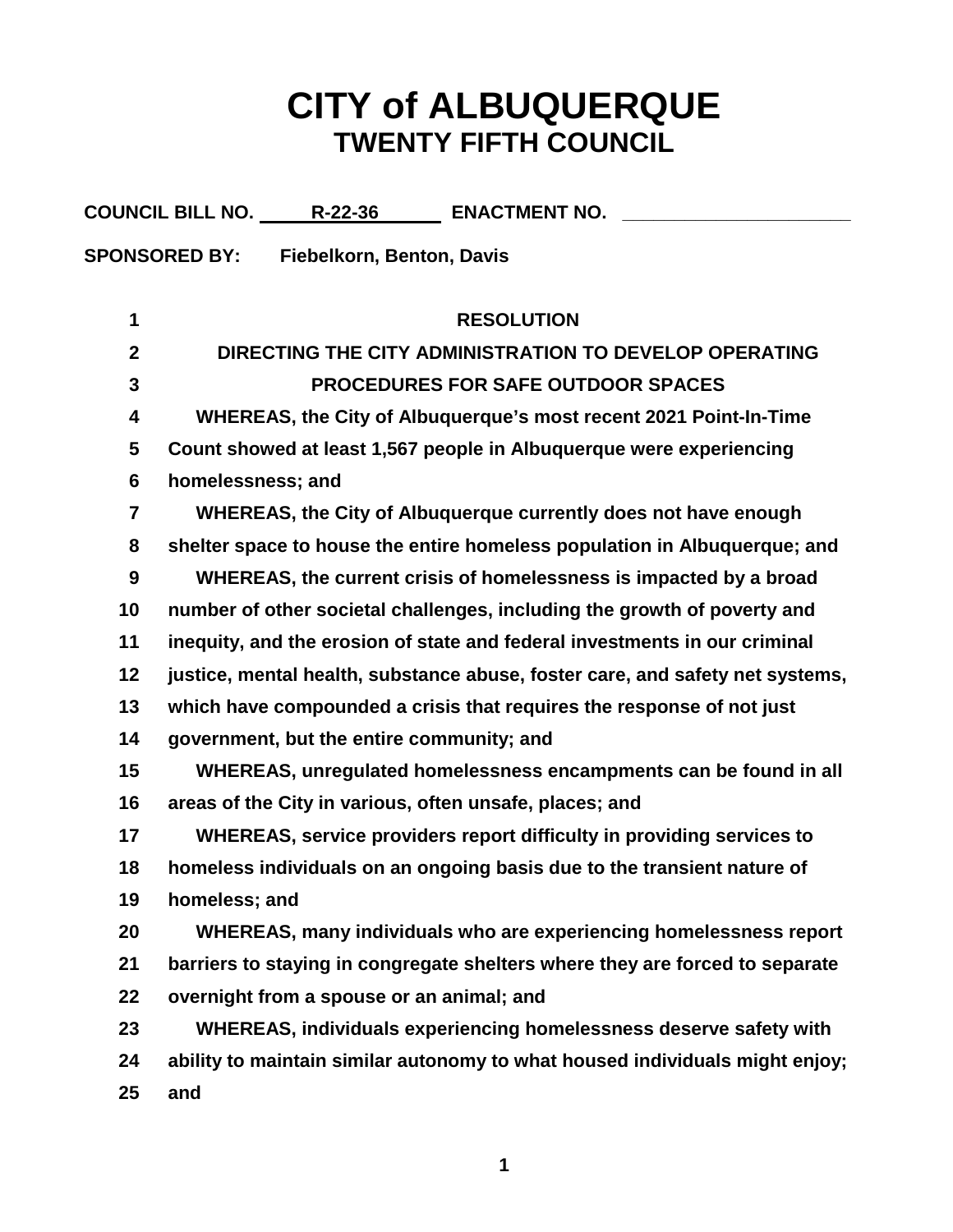# CITY of ALBUQUERQUE
## TWENTY FIFTH COUNCIL

**COUNCIL BILL NO.** R-22-36 **ENACTMENT NO.** ____________

**SPONSORED BY:** Fiebelkorn, Benton, Davis

**RESOLUTION**

**DIRECTING THE CITY ADMINISTRATION TO DEVELOP OPERATING PROCEDURES FOR SAFE OUTDOOR SPACES**

WHEREAS, the City of Albuquerque's most recent 2021 Point-In-Time Count showed at least 1,567 people in Albuquerque were experiencing homelessness; and

WHEREAS, the City of Albuquerque currently does not have enough shelter space to house the entire homeless population in Albuquerque; and

WHEREAS, the current crisis of homelessness is impacted by a broad number of other societal challenges, including the growth of poverty and inequity, and the erosion of state and federal investments in our criminal justice, mental health, substance abuse, foster care, and safety net systems, which have compounded a crisis that requires the response of not just government, but the entire community; and

WHEREAS, unregulated homelessness encampments can be found in all areas of the City in various, often unsafe, places; and

WHEREAS, service providers report difficulty in providing services to homeless individuals on an ongoing basis due to the transient nature of homeless; and

WHEREAS, many individuals who are experiencing homelessness report barriers to staying in congregate shelters where they are forced to separate overnight from a spouse or an animal; and

WHEREAS, individuals experiencing homelessness deserve safety with ability to maintain similar autonomy to what housed individuals might enjoy; and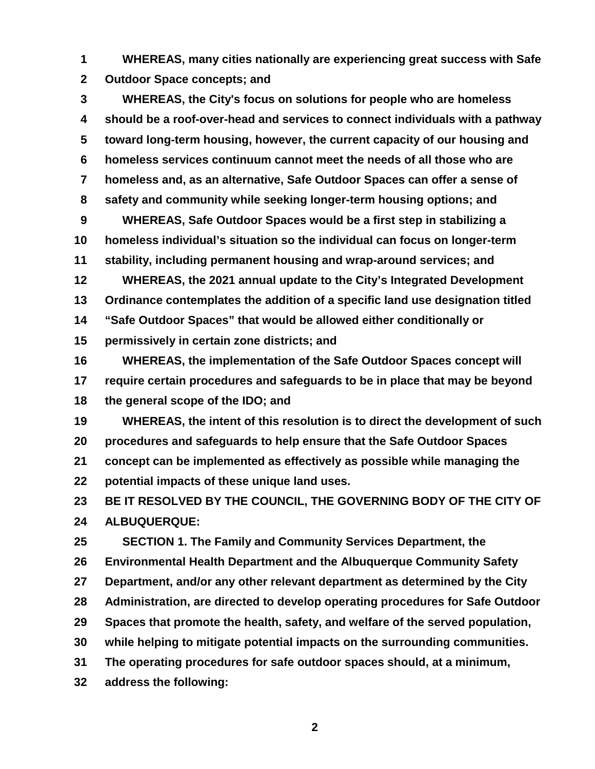**WHEREAS, many cities nationally are experiencing great success with Safe Outdoor Space concepts; and**

**WHEREAS, the City's focus on solutions for people who are homeless should be a roof-over-head and services to connect individuals with a pathway toward long-term housing, however, the current capacity of our housing and homeless services continuum cannot meet the needs of all those who are homeless and, as an alternative, Safe Outdoor Spaces can offer a sense of safety and community while seeking longer-term housing options; and**

**WHEREAS, Safe Outdoor Spaces would be a first step in stabilizing a homeless individual's situation so the individual can focus on longer-term stability, including permanent housing and wrap-around services; and**

**WHEREAS, the 2021 annual update to the City's Integrated Development Ordinance contemplates the addition of a specific land use designation titled "Safe Outdoor Spaces" that would be allowed either conditionally or permissively in certain zone districts; and**

**WHEREAS, the implementation of the Safe Outdoor Spaces concept will require certain procedures and safeguards to be in place that may be beyond the general scope of the IDO; and**

**WHEREAS, the intent of this resolution is to direct the development of such procedures and safeguards to help ensure that the Safe Outdoor Spaces concept can be implemented as effectively as possible while managing the potential impacts of these unique land uses.**

**BE IT RESOLVED BY THE COUNCIL, THE GOVERNING BODY OF THE CITY OF ALBUQUERQUE:**

**SECTION 1. The Family and Community Services Department, the Environmental Health Department and the Albuquerque Community Safety Department, and/or any other relevant department as determined by the City Administration, are directed to develop operating procedures for Safe Outdoor Spaces that promote the health, safety, and welfare of the served population, while helping to mitigate potential impacts on the surrounding communities. The operating procedures for safe outdoor spaces should, at a minimum, address the following:**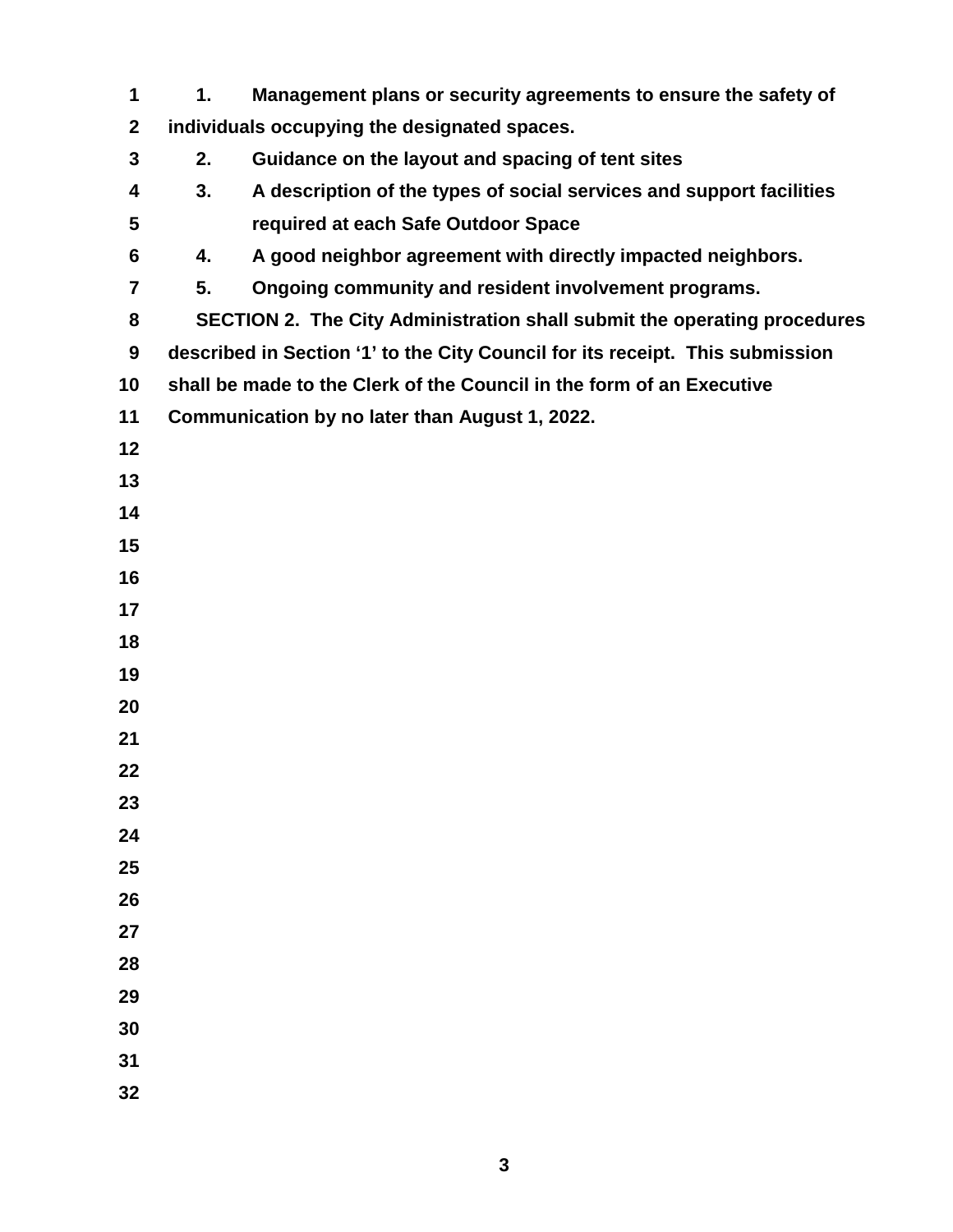**1. Management plans or security agreements to ensure the safety of individuals occupying the designated spaces.**

**2. Guidance on the layout and spacing of tent sites**

**3. A description of the types of social services and support facilities required at each Safe Outdoor Space**

**4. A good neighbor agreement with directly impacted neighbors.**

**5. Ongoing community and resident involvement programs.**

**SECTION 2. The City Administration shall submit the operating procedures described in Section '1' to the City Council for its receipt. This submission shall be made to the Clerk of the Council in the form of an Executive Communication by no later than August 1, 2022.**